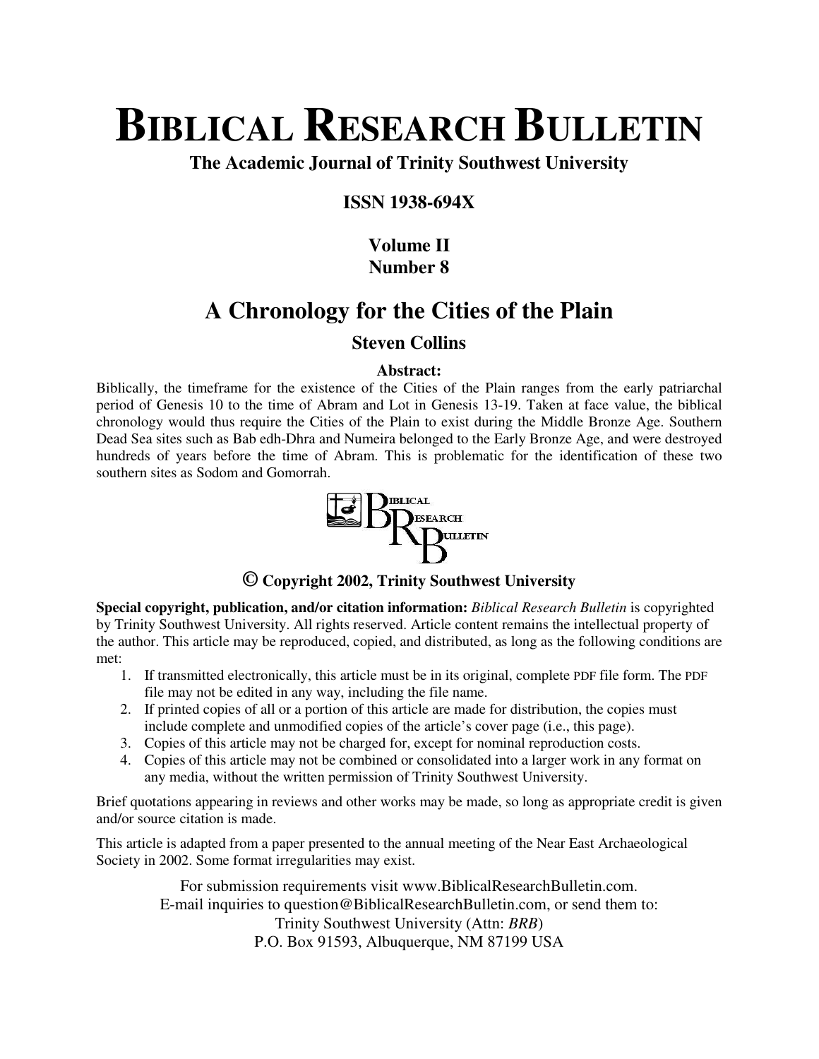# BIBLICAL RESEARCH BULLETIN

**The Academic Journal of Trinity Southwest University**

**ISSN 1938-694X**

**Volume II**
**Number 8**

## A Chronology for the Cities of the Plain

### Steven Collins

**Abstract:**

Biblically, the timeframe for the existence of the Cities of the Plain ranges from the early patriarchal period of Genesis 10 to the time of Abram and Lot in Genesis 13-19. Taken at face value, the biblical chronology would thus require the Cities of the Plain to exist during the Middle Bronze Age. Southern Dead Sea sites such as Bab edh-Dhra and Numeira belonged to the Early Bronze Age, and were destroyed hundreds of years before the time of Abram. This is problematic for the identification of these two southern sites as Sodom and Gomorrah.

**© Copyright 2002, Trinity Southwest University**

**Special copyright, publication, and/or citation information:** *Biblical Research Bulletin* is copyrighted by Trinity Southwest University. All rights reserved. Article content remains the intellectual property of the author. This article may be reproduced, copied, and distributed, as long as the following conditions are met:

1. If transmitted electronically, this article must be in its original, complete PDF file form. The PDF file may not be edited in any way, including the file name.
2. If printed copies of all or a portion of this article are made for distribution, the copies must include complete and unmodified copies of the article's cover page (i.e., this page).
3. Copies of this article may not be charged for, except for nominal reproduction costs.
4. Copies of this article may not be combined or consolidated into a larger work in any format on any media, without the written permission of Trinity Southwest University.

Brief quotations appearing in reviews and other works may be made, so long as appropriate credit is given and/or source citation is made.

This article is adapted from a paper presented to the annual meeting of the Near East Archaeological Society in 2002. Some format irregularities may exist.

For submission requirements visit www.BiblicalResearchBulletin.com.
E-mail inquiries to question@BiblicalResearchBulletin.com, or send them to:
Trinity Southwest University (Attn: *BRB*)
P.O. Box 91593, Albuquerque, NM 87199 USA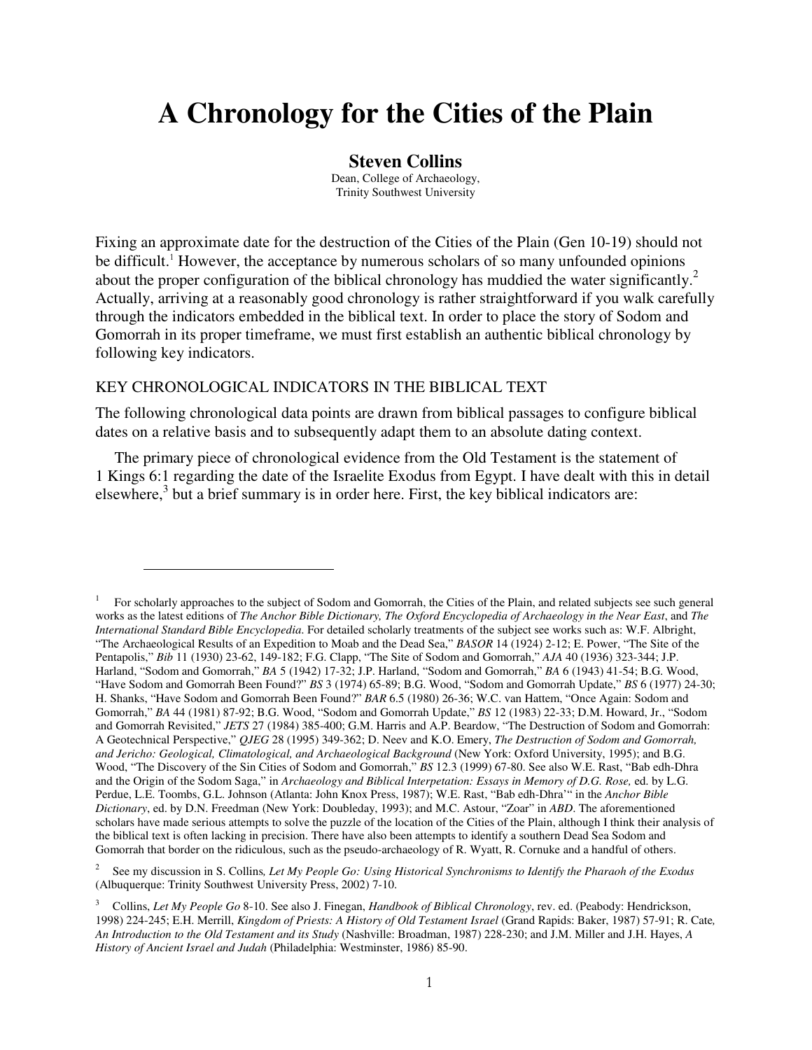# A Chronology for the Cities of the Plain

**Steven Collins**

Dean, College of Archaeology,
Trinity Southwest University

Fixing an approximate date for the destruction of the Cities of the Plain (Gen 10-19) should not be difficult.[1] However, the acceptance by numerous scholars of so many unfounded opinions about the proper configuration of the biblical chronology has muddied the water significantly.[2] Actually, arriving at a reasonably good chronology is rather straightforward if you walk carefully through the indicators embedded in the biblical text. In order to place the story of Sodom and Gomorrah in its proper timeframe, we must first establish an authentic biblical chronology by following key indicators.

## KEY CHRONOLOGICAL INDICATORS IN THE BIBLICAL TEXT

The following chronological data points are drawn from biblical passages to configure biblical dates on a relative basis and to subsequently adapt them to an absolute dating context.

The primary piece of chronological evidence from the Old Testament is the statement of 1 Kings 6:1 regarding the date of the Israelite Exodus from Egypt. I have dealt with this in detail elsewhere,[3] but a brief summary is in order here. First, the key biblical indicators are:

---

[1] For scholarly approaches to the subject of Sodom and Gomorrah, the Cities of the Plain, and related subjects see such general works as the latest editions of *The Anchor Bible Dictionary, The Oxford Encyclopedia of Archaeology in the Near East*, and *The International Standard Bible Encyclopedia*. For detailed scholarly treatments of the subject see works such as: W.F. Albright, "The Archaeological Results of an Expedition to Moab and the Dead Sea," *BASOR* 14 (1924) 2-12; E. Power, "The Site of the Pentapolis," *Bib* 11 (1930) 23-62, 149-182; F.G. Clapp, "The Site of Sodom and Gomorrah," *AJA* 40 (1936) 323-344; J.P. Harland, "Sodom and Gomorrah," *BA* 5 (1942) 17-32; J.P. Harland, "Sodom and Gomorrah," *BA* 6 (1943) 41-54; B.G. Wood, "Have Sodom and Gomorrah Been Found?" *BS* 3 (1974) 65-89; B.G. Wood, "Sodom and Gomorrah Update," *BS* 6 (1977) 24-30; H. Shanks, "Have Sodom and Gomorrah Been Found?" *BAR* 6.5 (1980) 26-36; W.C. van Hattem, "Once Again: Sodom and Gomorrah," *BA* 44 (1981) 87-92; B.G. Wood, "Sodom and Gomorrah Update," *BS* 12 (1983) 22-33; D.M. Howard, Jr., "Sodom and Gomorrah Revisited," *JETS* 27 (1984) 385-400; G.M. Harris and A.P. Beardow, "The Destruction of Sodom and Gomorrah: A Geotechnical Perspective," *QJEG* 28 (1995) 349-362; D. Neev and K.O. Emery, *The Destruction of Sodom and Gomorrah, and Jericho: Geological, Climatological, and Archaeological Background* (New York: Oxford University, 1995); and B.G. Wood, "The Discovery of the Sin Cities of Sodom and Gomorrah," *BS* 12.3 (1999) 67-80. See also W.E. Rast, "Bab edh-Dhra and the Origin of the Sodom Saga," in *Archaeology and Biblical Interpetation: Essays in Memory of D.G. Rose,* ed. by L.G. Perdue, L.E. Toombs, G.L. Johnson (Atlanta: John Knox Press, 1987); W.E. Rast, "Bab edh-Dhra'" in the *Anchor Bible Dictionary*, ed. by D.N. Freedman (New York: Doubleday, 1993); and M.C. Astour, "Zoar" in *ABD*. The aforementioned scholars have made serious attempts to solve the puzzle of the location of the Cities of the Plain, although I think their analysis of the biblical text is often lacking in precision. There have also been attempts to identify a southern Dead Sea Sodom and Gomorrah that border on the ridiculous, such as the pseudo-archaeology of R. Wyatt, R. Cornuke and a handful of others.

[2] See my discussion in S. Collins*, Let My People Go: Using Historical Synchronisms to Identify the Pharaoh of the Exodus* (Albuquerque: Trinity Southwest University Press, 2002) 7-10.

[3] Collins, *Let My People Go* 8-10. See also J. Finegan, *Handbook of Biblical Chronology*, rev. ed. (Peabody: Hendrickson, 1998) 224-245; E.H. Merrill, *Kingdom of Priests: A History of Old Testament Israel* (Grand Rapids: Baker, 1987) 57-91; R. Cate*, An Introduction to the Old Testament and its Study* (Nashville: Broadman, 1987) 228-230; and J.M. Miller and J.H. Hayes, *A History of Ancient Israel and Judah* (Philadelphia: Westminster, 1986) 85-90.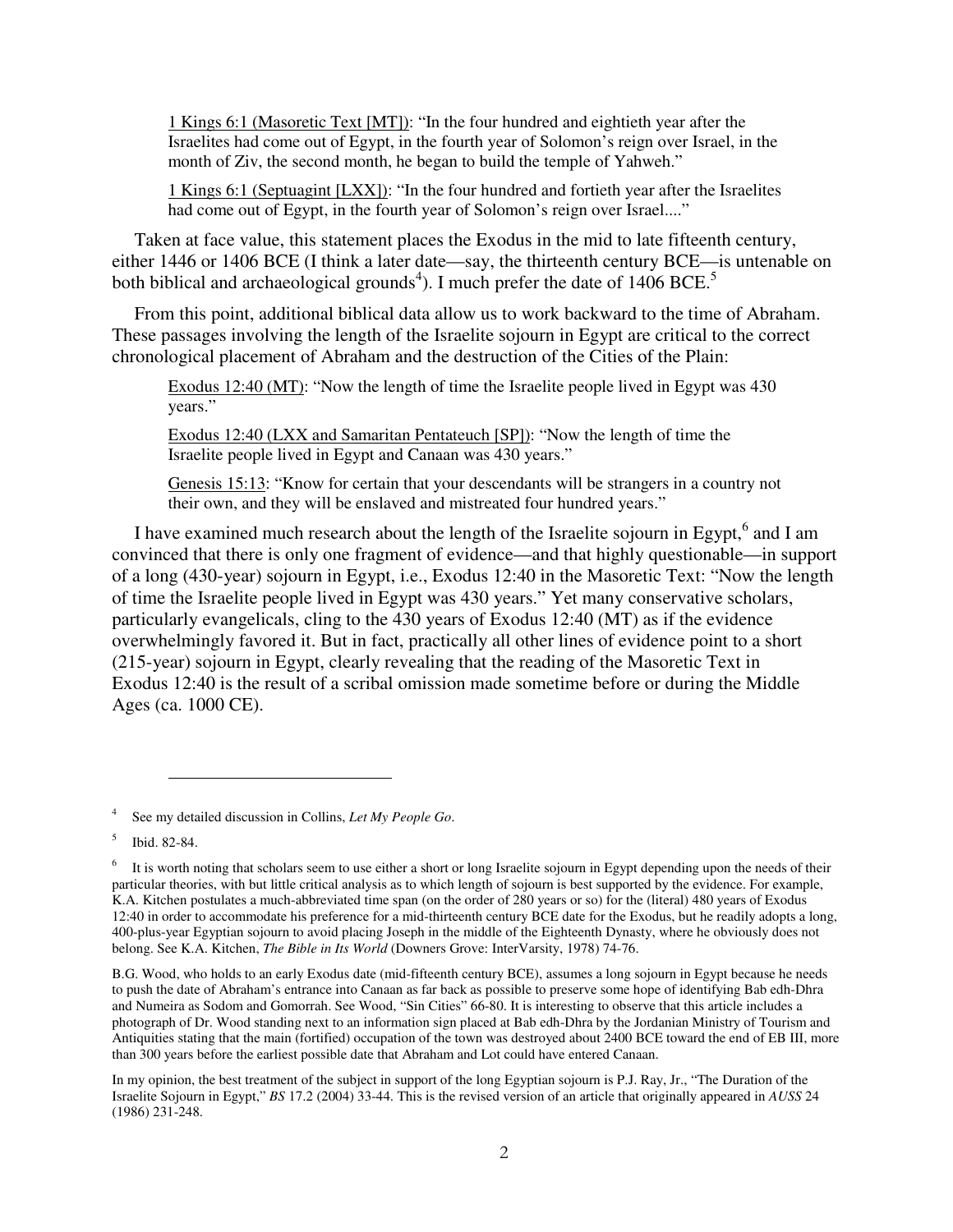1 Kings 6:1 (Masoretic Text [MT]): "In the four hundred and eightieth year after the Israelites had come out of Egypt, in the fourth year of Solomon's reign over Israel, in the month of Ziv, the second month, he began to build the temple of Yahweh."

1 Kings 6:1 (Septuagint [LXX]): "In the four hundred and fortieth year after the Israelites had come out of Egypt, in the fourth year of Solomon's reign over Israel...."

Taken at face value, this statement places the Exodus in the mid to late fifteenth century, either 1446 or 1406 BCE (I think a later date—say, the thirteenth century BCE—is untenable on both biblical and archaeological grounds[4]). I much prefer the date of 1406 BCE.[5]

From this point, additional biblical data allow us to work backward to the time of Abraham. These passages involving the length of the Israelite sojourn in Egypt are critical to the correct chronological placement of Abraham and the destruction of the Cities of the Plain:

Exodus 12:40 (MT): "Now the length of time the Israelite people lived in Egypt was 430 years."

Exodus 12:40 (LXX and Samaritan Pentateuch [SP]): "Now the length of time the Israelite people lived in Egypt and Canaan was 430 years."

Genesis 15:13: "Know for certain that your descendants will be strangers in a country not their own, and they will be enslaved and mistreated four hundred years."

I have examined much research about the length of the Israelite sojourn in Egypt,[6] and I am convinced that there is only one fragment of evidence—and that highly questionable—in support of a long (430-year) sojourn in Egypt, i.e., Exodus 12:40 in the Masoretic Text: "Now the length of time the Israelite people lived in Egypt was 430 years." Yet many conservative scholars, particularly evangelicals, cling to the 430 years of Exodus 12:40 (MT) as if the evidence overwhelmingly favored it. But in fact, practically all other lines of evidence point to a short (215-year) sojourn in Egypt, clearly revealing that the reading of the Masoretic Text in Exodus 12:40 is the result of a scribal omission made sometime before or during the Middle Ages (ca. 1000 CE).

---

[4] See my detailed discussion in Collins, *Let My People Go*.

[5] Ibid. 82-84.

[6] It is worth noting that scholars seem to use either a short or long Israelite sojourn in Egypt depending upon the needs of their particular theories, with but little critical analysis as to which length of sojourn is best supported by the evidence. For example, K.A. Kitchen postulates a much-abbreviated time span (on the order of 280 years or so) for the (literal) 480 years of Exodus 12:40 in order to accommodate his preference for a mid-thirteenth century BCE date for the Exodus, but he readily adopts a long, 400-plus-year Egyptian sojourn to avoid placing Joseph in the middle of the Eighteenth Dynasty, where he obviously does not belong. See K.A. Kitchen, *The Bible in Its World* (Downers Grove: InterVarsity, 1978) 74-76.

B.G. Wood, who holds to an early Exodus date (mid-fifteenth century BCE), assumes a long sojourn in Egypt because he needs to push the date of Abraham's entrance into Canaan as far back as possible to preserve some hope of identifying Bab edh-Dhra and Numeira as Sodom and Gomorrah. See Wood, "Sin Cities" 66-80. It is interesting to observe that this article includes a photograph of Dr. Wood standing next to an information sign placed at Bab edh-Dhra by the Jordanian Ministry of Tourism and Antiquities stating that the main (fortified) occupation of the town was destroyed about 2400 BCE toward the end of EB III, more than 300 years before the earliest possible date that Abraham and Lot could have entered Canaan.

In my opinion, the best treatment of the subject in support of the long Egyptian sojourn is P.J. Ray, Jr., "The Duration of the Israelite Sojourn in Egypt," *BS* 17.2 (2004) 33-44. This is the revised version of an article that originally appeared in *AUSS* 24 (1986) 231-248.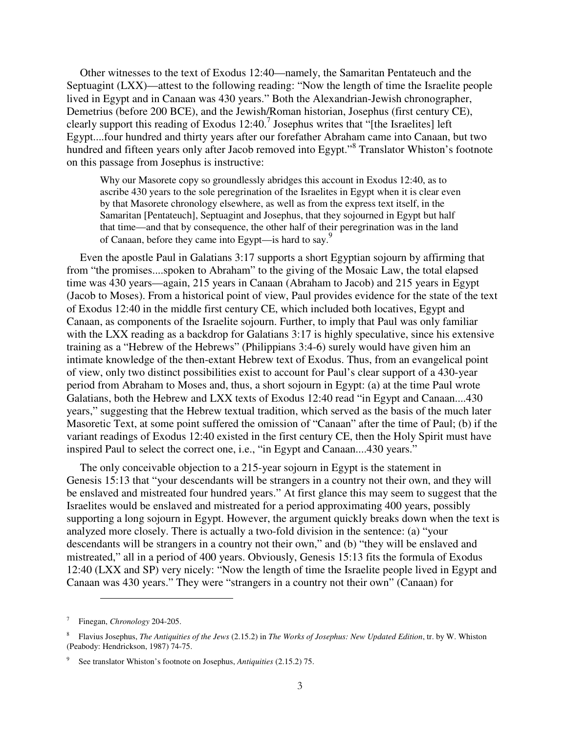Other witnesses to the text of Exodus 12:40—namely, the Samaritan Pentateuch and the Septuagint (LXX)—attest to the following reading: "Now the length of time the Israelite people lived in Egypt and in Canaan was 430 years." Both the Alexandrian-Jewish chronographer, Demetrius (before 200 BCE), and the Jewish/Roman historian, Josephus (first century CE), clearly support this reading of Exodus 12:40.[7] Josephus writes that "[the Israelites] left Egypt....four hundred and thirty years after our forefather Abraham came into Canaan, but two hundred and fifteen years only after Jacob removed into Egypt."[8] Translator Whiston's footnote on this passage from Josephus is instructive:

> Why our Masorete copy so groundlessly abridges this account in Exodus 12:40, as to ascribe 430 years to the sole peregrination of the Israelites in Egypt when it is clear even by that Masorete chronology elsewhere, as well as from the express text itself, in the Samaritan [Pentateuch], Septuagint and Josephus, that they sojourned in Egypt but half that time—and that by consequence, the other half of their peregrination was in the land of Canaan, before they came into Egypt—is hard to say.[9]

Even the apostle Paul in Galatians 3:17 supports a short Egyptian sojourn by affirming that from "the promises....spoken to Abraham" to the giving of the Mosaic Law, the total elapsed time was 430 years—again, 215 years in Canaan (Abraham to Jacob) and 215 years in Egypt (Jacob to Moses). From a historical point of view, Paul provides evidence for the state of the text of Exodus 12:40 in the middle first century CE, which included both locatives, Egypt and Canaan, as components of the Israelite sojourn. Further, to imply that Paul was only familiar with the LXX reading as a backdrop for Galatians 3:17 is highly speculative, since his extensive training as a "Hebrew of the Hebrews" (Philippians 3:4-6) surely would have given him an intimate knowledge of the then-extant Hebrew text of Exodus. Thus, from an evangelical point of view, only two distinct possibilities exist to account for Paul's clear support of a 430-year period from Abraham to Moses and, thus, a short sojourn in Egypt: (a) at the time Paul wrote Galatians, both the Hebrew and LXX texts of Exodus 12:40 read "in Egypt and Canaan....430 years," suggesting that the Hebrew textual tradition, which served as the basis of the much later Masoretic Text, at some point suffered the omission of "Canaan" after the time of Paul; (b) if the variant readings of Exodus 12:40 existed in the first century CE, then the Holy Spirit must have inspired Paul to select the correct one, i.e., "in Egypt and Canaan....430 years."

The only conceivable objection to a 215-year sojourn in Egypt is the statement in Genesis 15:13 that "your descendants will be strangers in a country not their own, and they will be enslaved and mistreated four hundred years." At first glance this may seem to suggest that the Israelites would be enslaved and mistreated for a period approximating 400 years, possibly supporting a long sojourn in Egypt. However, the argument quickly breaks down when the text is analyzed more closely. There is actually a two-fold division in the sentence: (a) "your descendants will be strangers in a country not their own," and (b) "they will be enslaved and mistreated," all in a period of 400 years. Obviously, Genesis 15:13 fits the formula of Exodus 12:40 (LXX and SP) very nicely: "Now the length of time the Israelite people lived in Egypt and Canaan was 430 years." They were "strangers in a country not their own" (Canaan) for

---

[7] Finegan, *Chronology* 204-205.

[8] Flavius Josephus, *The Antiquities of the Jews* (2.15.2) in *The Works of Josephus: New Updated Edition*, tr. by W. Whiston (Peabody: Hendrickson, 1987) 74-75.

[9] See translator Whiston's footnote on Josephus, *Antiquities* (2.15.2) 75.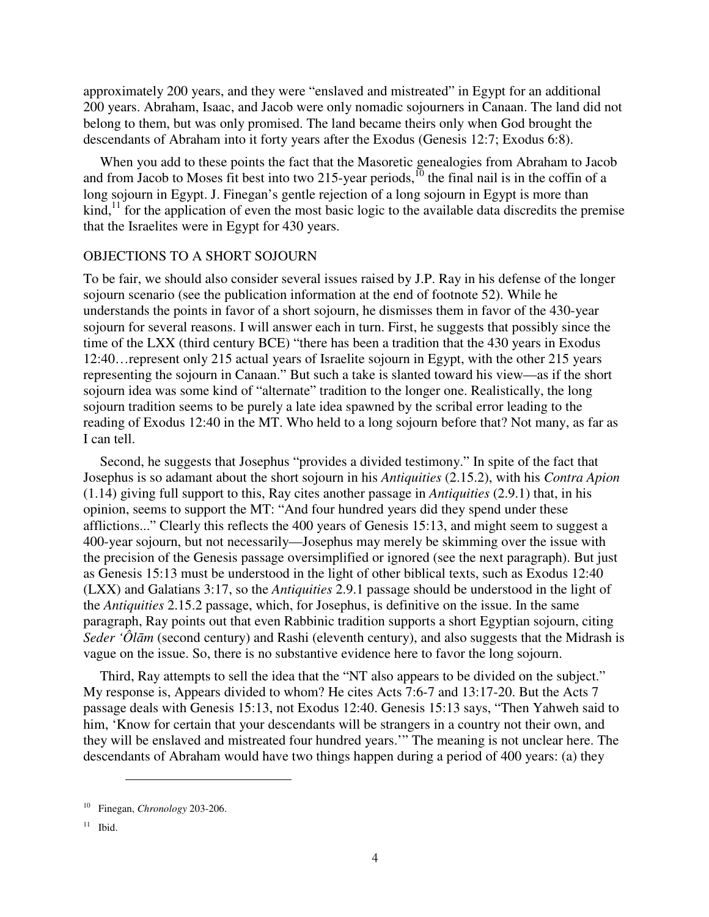approximately 200 years, and they were "enslaved and mistreated" in Egypt for an additional 200 years. Abraham, Isaac, and Jacob were only nomadic sojourners in Canaan. The land did not belong to them, but was only promised. The land became theirs only when God brought the descendants of Abraham into it forty years after the Exodus (Genesis 12:7; Exodus 6:8).

When you add to these points the fact that the Masoretic genealogies from Abraham to Jacob and from Jacob to Moses fit best into two 215-year periods,[10] the final nail is in the coffin of a long sojourn in Egypt. J. Finegan's gentle rejection of a long sojourn in Egypt is more than kind,[11] for the application of even the most basic logic to the available data discredits the premise that the Israelites were in Egypt for 430 years.

## OBJECTIONS TO A SHORT SOJOURN

To be fair, we should also consider several issues raised by J.P. Ray in his defense of the longer sojourn scenario (see the publication information at the end of footnote 52). While he understands the points in favor of a short sojourn, he dismisses them in favor of the 430-year sojourn for several reasons. I will answer each in turn. First, he suggests that possibly since the time of the LXX (third century BCE) "there has been a tradition that the 430 years in Exodus 12:40…represent only 215 actual years of Israelite sojourn in Egypt, with the other 215 years representing the sojourn in Canaan." But such a take is slanted toward his view—as if the short sojourn idea was some kind of "alternate" tradition to the longer one. Realistically, the long sojourn tradition seems to be purely a late idea spawned by the scribal error leading to the reading of Exodus 12:40 in the MT. Who held to a long sojourn before that? Not many, as far as I can tell.

Second, he suggests that Josephus "provides a divided testimony." In spite of the fact that Josephus is so adamant about the short sojourn in his *Antiquities* (2.15.2), with his *Contra Apion* (1.14) giving full support to this, Ray cites another passage in *Antiquities* (2.9.1) that, in his opinion, seems to support the MT: "And four hundred years did they spend under these afflictions..." Clearly this reflects the 400 years of Genesis 15:13, and might seem to suggest a 400-year sojourn, but not necessarily—Josephus may merely be skimming over the issue with the precision of the Genesis passage oversimplified or ignored (see the next paragraph). But just as Genesis 15:13 must be understood in the light of other biblical texts, such as Exodus 12:40 (LXX) and Galatians 3:17, so the *Antiquities* 2.9.1 passage should be understood in the light of the *Antiquities* 2.15.2 passage, which, for Josephus, is definitive on the issue. In the same paragraph, Ray points out that even Rabbinic tradition supports a short Egyptian sojourn, citing *Seder 'Ôlām* (second century) and Rashi (eleventh century), and also suggests that the Midrash is vague on the issue. So, there is no substantive evidence here to favor the long sojourn.

Third, Ray attempts to sell the idea that the "NT also appears to be divided on the subject." My response is, Appears divided to whom? He cites Acts 7:6-7 and 13:17-20. But the Acts 7 passage deals with Genesis 15:13, not Exodus 12:40. Genesis 15:13 says, "Then Yahweh said to him, 'Know for certain that your descendants will be strangers in a country not their own, and they will be enslaved and mistreated four hundred years.'" The meaning is not unclear here. The descendants of Abraham would have two things happen during a period of 400 years: (a) they

---

[10] Finegan, *Chronology* 203-206.

[11] Ibid.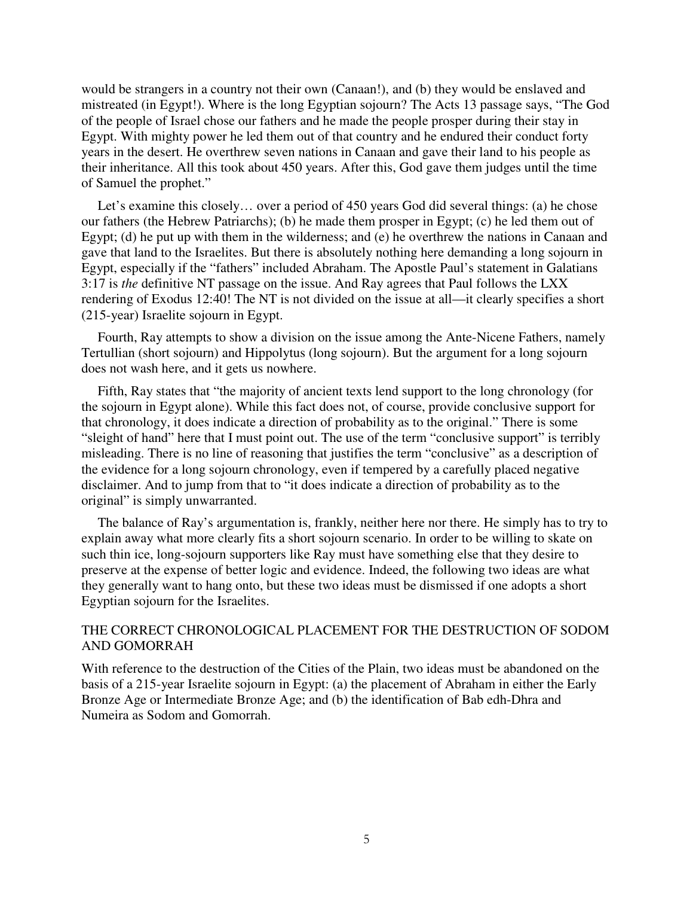would be strangers in a country not their own (Canaan!), and (b) they would be enslaved and mistreated (in Egypt!). Where is the long Egyptian sojourn? The Acts 13 passage says, "The God of the people of Israel chose our fathers and he made the people prosper during their stay in Egypt. With mighty power he led them out of that country and he endured their conduct forty years in the desert. He overthrew seven nations in Canaan and gave their land to his people as their inheritance. All this took about 450 years. After this, God gave them judges until the time of Samuel the prophet."

Let's examine this closely… over a period of 450 years God did several things: (a) he chose our fathers (the Hebrew Patriarchs); (b) he made them prosper in Egypt; (c) he led them out of Egypt; (d) he put up with them in the wilderness; and (e) he overthrew the nations in Canaan and gave that land to the Israelites. But there is absolutely nothing here demanding a long sojourn in Egypt, especially if the "fathers" included Abraham. The Apostle Paul's statement in Galatians 3:17 is *the* definitive NT passage on the issue. And Ray agrees that Paul follows the LXX rendering of Exodus 12:40! The NT is not divided on the issue at all—it clearly specifies a short (215-year) Israelite sojourn in Egypt.

Fourth, Ray attempts to show a division on the issue among the Ante-Nicene Fathers, namely Tertullian (short sojourn) and Hippolytus (long sojourn). But the argument for a long sojourn does not wash here, and it gets us nowhere.

Fifth, Ray states that "the majority of ancient texts lend support to the long chronology (for the sojourn in Egypt alone). While this fact does not, of course, provide conclusive support for that chronology, it does indicate a direction of probability as to the original." There is some "sleight of hand" here that I must point out. The use of the term "conclusive support" is terribly misleading. There is no line of reasoning that justifies the term "conclusive" as a description of the evidence for a long sojourn chronology, even if tempered by a carefully placed negative disclaimer. And to jump from that to "it does indicate a direction of probability as to the original" is simply unwarranted.

The balance of Ray's argumentation is, frankly, neither here nor there. He simply has to try to explain away what more clearly fits a short sojourn scenario. In order to be willing to skate on such thin ice, long-sojourn supporters like Ray must have something else that they desire to preserve at the expense of better logic and evidence. Indeed, the following two ideas are what they generally want to hang onto, but these two ideas must be dismissed if one adopts a short Egyptian sojourn for the Israelites.

## THE CORRECT CHRONOLOGICAL PLACEMENT FOR THE DESTRUCTION OF SODOM AND GOMORRAH

With reference to the destruction of the Cities of the Plain, two ideas must be abandoned on the basis of a 215-year Israelite sojourn in Egypt: (a) the placement of Abraham in either the Early Bronze Age or Intermediate Bronze Age; and (b) the identification of Bab edh-Dhra and Numeira as Sodom and Gomorrah.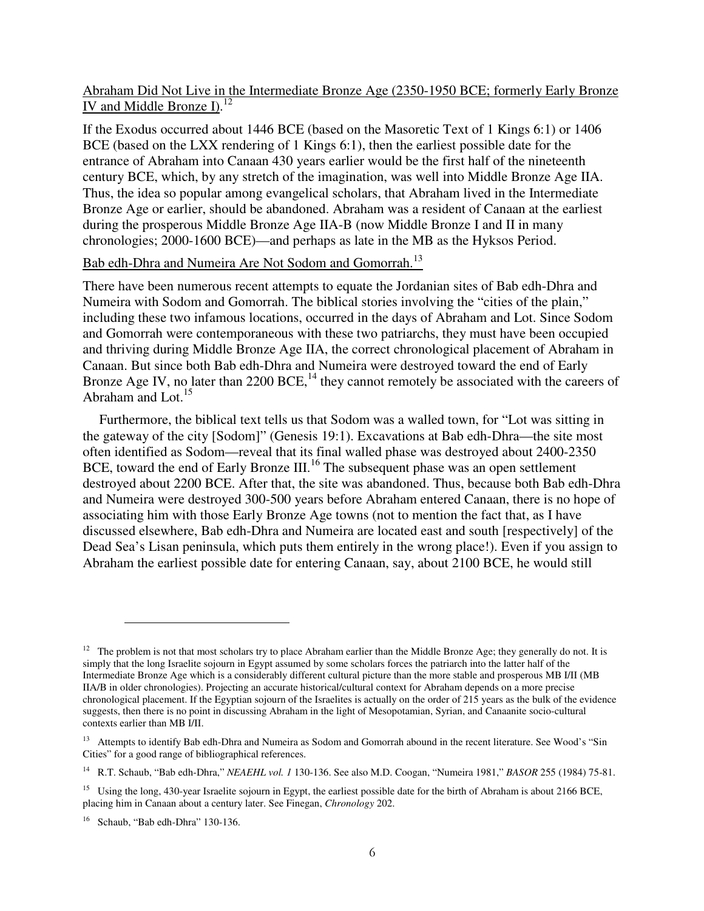## Abraham Did Not Live in the Intermediate Bronze Age (2350-1950 BCE; formerly Early Bronze IV and Middle Bronze I).[12]

If the Exodus occurred about 1446 BCE (based on the Masoretic Text of 1 Kings 6:1) or 1406 BCE (based on the LXX rendering of 1 Kings 6:1), then the earliest possible date for the entrance of Abraham into Canaan 430 years earlier would be the first half of the nineteenth century BCE, which, by any stretch of the imagination, was well into Middle Bronze Age IIA. Thus, the idea so popular among evangelical scholars, that Abraham lived in the Intermediate Bronze Age or earlier, should be abandoned. Abraham was a resident of Canaan at the earliest during the prosperous Middle Bronze Age IIA-B (now Middle Bronze I and II in many chronologies; 2000-1600 BCE)—and perhaps as late in the MB as the Hyksos Period.

## Bab edh-Dhra and Numeira Are Not Sodom and Gomorrah.[13]

There have been numerous recent attempts to equate the Jordanian sites of Bab edh-Dhra and Numeira with Sodom and Gomorrah. The biblical stories involving the "cities of the plain," including these two infamous locations, occurred in the days of Abraham and Lot. Since Sodom and Gomorrah were contemporaneous with these two patriarchs, they must have been occupied and thriving during Middle Bronze Age IIA, the correct chronological placement of Abraham in Canaan. But since both Bab edh-Dhra and Numeira were destroyed toward the end of Early Bronze Age IV, no later than 2200 BCE,[14] they cannot remotely be associated with the careers of Abraham and Lot.[15]

Furthermore, the biblical text tells us that Sodom was a walled town, for "Lot was sitting in the gateway of the city [Sodom]" (Genesis 19:1). Excavations at Bab edh-Dhra—the site most often identified as Sodom—reveal that its final walled phase was destroyed about 2400-2350 BCE, toward the end of Early Bronze III.[16] The subsequent phase was an open settlement destroyed about 2200 BCE. After that, the site was abandoned. Thus, because both Bab edh-Dhra and Numeira were destroyed 300-500 years before Abraham entered Canaan, there is no hope of associating him with those Early Bronze Age towns (not to mention the fact that, as I have discussed elsewhere, Bab edh-Dhra and Numeira are located east and south [respectively] of the Dead Sea's Lisan peninsula, which puts them entirely in the wrong place!). Even if you assign to Abraham the earliest possible date for entering Canaan, say, about 2100 BCE, he would still

---

[12] The problem is not that most scholars try to place Abraham earlier than the Middle Bronze Age; they generally do not. It is simply that the long Israelite sojourn in Egypt assumed by some scholars forces the patriarch into the latter half of the Intermediate Bronze Age which is a considerably different cultural picture than the more stable and prosperous MB I/II (MB IIA/B in older chronologies). Projecting an accurate historical/cultural context for Abraham depends on a more precise chronological placement. If the Egyptian sojourn of the Israelites is actually on the order of 215 years as the bulk of the evidence suggests, then there is no point in discussing Abraham in the light of Mesopotamian, Syrian, and Canaanite socio-cultural contexts earlier than MB I/II.

[13] Attempts to identify Bab edh-Dhra and Numeira as Sodom and Gomorrah abound in the recent literature. See Wood's "Sin Cities" for a good range of bibliographical references.

[14] R.T. Schaub, "Bab edh-Dhra," *NEAEHL vol. 1* 130-136. See also M.D. Coogan, "Numeira 1981," *BASOR* 255 (1984) 75-81.

[15] Using the long, 430-year Israelite sojourn in Egypt, the earliest possible date for the birth of Abraham is about 2166 BCE, placing him in Canaan about a century later. See Finegan, *Chronology* 202.

[16] Schaub, "Bab edh-Dhra" 130-136.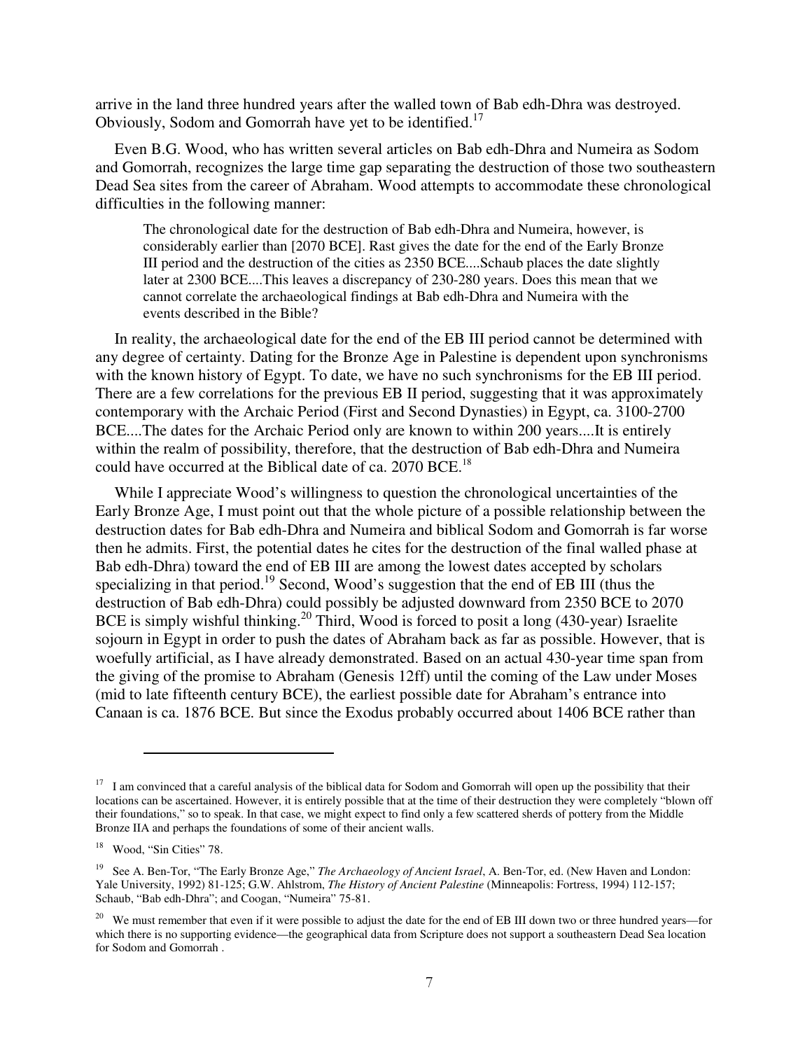arrive in the land three hundred years after the walled town of Bab edh-Dhra was destroyed. Obviously, Sodom and Gomorrah have yet to be identified.[17]

Even B.G. Wood, who has written several articles on Bab edh-Dhra and Numeira as Sodom and Gomorrah, recognizes the large time gap separating the destruction of those two southeastern Dead Sea sites from the career of Abraham. Wood attempts to accommodate these chronological difficulties in the following manner:

> The chronological date for the destruction of Bab edh-Dhra and Numeira, however, is considerably earlier than [2070 BCE]. Rast gives the date for the end of the Early Bronze III period and the destruction of the cities as 2350 BCE....Schaub places the date slightly later at 2300 BCE....This leaves a discrepancy of 230-280 years. Does this mean that we cannot correlate the archaeological findings at Bab edh-Dhra and Numeira with the events described in the Bible?

In reality, the archaeological date for the end of the EB III period cannot be determined with any degree of certainty. Dating for the Bronze Age in Palestine is dependent upon synchronisms with the known history of Egypt. To date, we have no such synchronisms for the EB III period. There are a few correlations for the previous EB II period, suggesting that it was approximately contemporary with the Archaic Period (First and Second Dynasties) in Egypt, ca. 3100-2700 BCE....The dates for the Archaic Period only are known to within 200 years....It is entirely within the realm of possibility, therefore, that the destruction of Bab edh-Dhra and Numeira could have occurred at the Biblical date of ca. 2070 BCE.[18]

While I appreciate Wood's willingness to question the chronological uncertainties of the Early Bronze Age, I must point out that the whole picture of a possible relationship between the destruction dates for Bab edh-Dhra and Numeira and biblical Sodom and Gomorrah is far worse then he admits. First, the potential dates he cites for the destruction of the final walled phase at Bab edh-Dhra) toward the end of EB III are among the lowest dates accepted by scholars specializing in that period.[19] Second, Wood's suggestion that the end of EB III (thus the destruction of Bab edh-Dhra) could possibly be adjusted downward from 2350 BCE to 2070 BCE is simply wishful thinking.[20] Third, Wood is forced to posit a long (430-year) Israelite sojourn in Egypt in order to push the dates of Abraham back as far as possible. However, that is woefully artificial, as I have already demonstrated. Based on an actual 430-year time span from the giving of the promise to Abraham (Genesis 12ff) until the coming of the Law under Moses (mid to late fifteenth century BCE), the earliest possible date for Abraham's entrance into Canaan is ca. 1876 BCE. But since the Exodus probably occurred about 1406 BCE rather than

---

[17] I am convinced that a careful analysis of the biblical data for Sodom and Gomorrah will open up the possibility that their locations can be ascertained. However, it is entirely possible that at the time of their destruction they were completely "blown off their foundations," so to speak. In that case, we might expect to find only a few scattered sherds of pottery from the Middle Bronze IIA and perhaps the foundations of some of their ancient walls.

[18] Wood, "Sin Cities" 78.

[19] See A. Ben-Tor, "The Early Bronze Age," *The Archaeology of Ancient Israel*, A. Ben-Tor, ed. (New Haven and London: Yale University, 1992) 81-125; G.W. Ahlstrom, *The History of Ancient Palestine* (Minneapolis: Fortress, 1994) 112-157; Schaub, "Bab edh-Dhra"; and Coogan, "Numeira" 75-81.

[20] We must remember that even if it were possible to adjust the date for the end of EB III down two or three hundred years—for which there is no supporting evidence—the geographical data from Scripture does not support a southeastern Dead Sea location for Sodom and Gomorrah .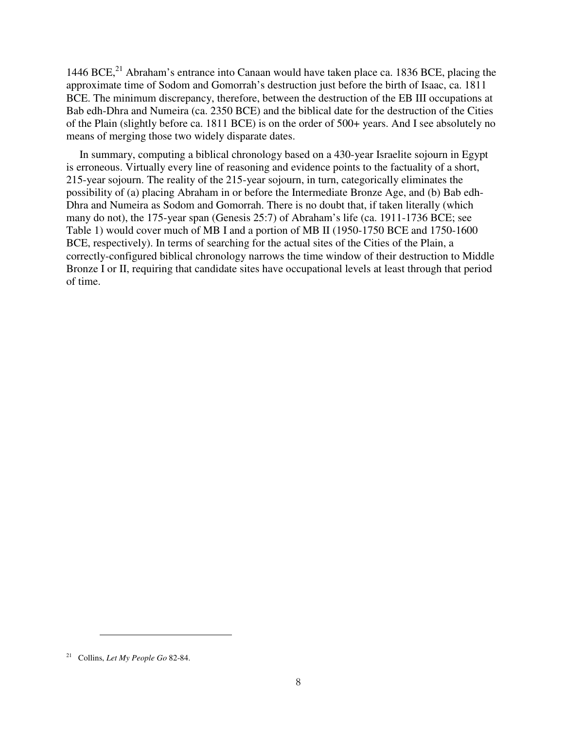1446 BCE,[21] Abraham's entrance into Canaan would have taken place ca. 1836 BCE, placing the approximate time of Sodom and Gomorrah's destruction just before the birth of Isaac, ca. 1811 BCE. The minimum discrepancy, therefore, between the destruction of the EB III occupations at Bab edh-Dhra and Numeira (ca. 2350 BCE) and the biblical date for the destruction of the Cities of the Plain (slightly before ca. 1811 BCE) is on the order of 500+ years. And I see absolutely no means of merging those two widely disparate dates.

In summary, computing a biblical chronology based on a 430-year Israelite sojourn in Egypt is erroneous. Virtually every line of reasoning and evidence points to the factuality of a short, 215-year sojourn. The reality of the 215-year sojourn, in turn, categorically eliminates the possibility of (a) placing Abraham in or before the Intermediate Bronze Age, and (b) Bab edh-Dhra and Numeira as Sodom and Gomorrah. There is no doubt that, if taken literally (which many do not), the 175-year span (Genesis 25:7) of Abraham's life (ca. 1911-1736 BCE; see Table 1) would cover much of MB I and a portion of MB II (1950-1750 BCE and 1750-1600 BCE, respectively). In terms of searching for the actual sites of the Cities of the Plain, a correctly-configured biblical chronology narrows the time window of their destruction to Middle Bronze I or II, requiring that candidate sites have occupational levels at least through that period of time.

---

[21] Collins, *Let My People Go* 82-84.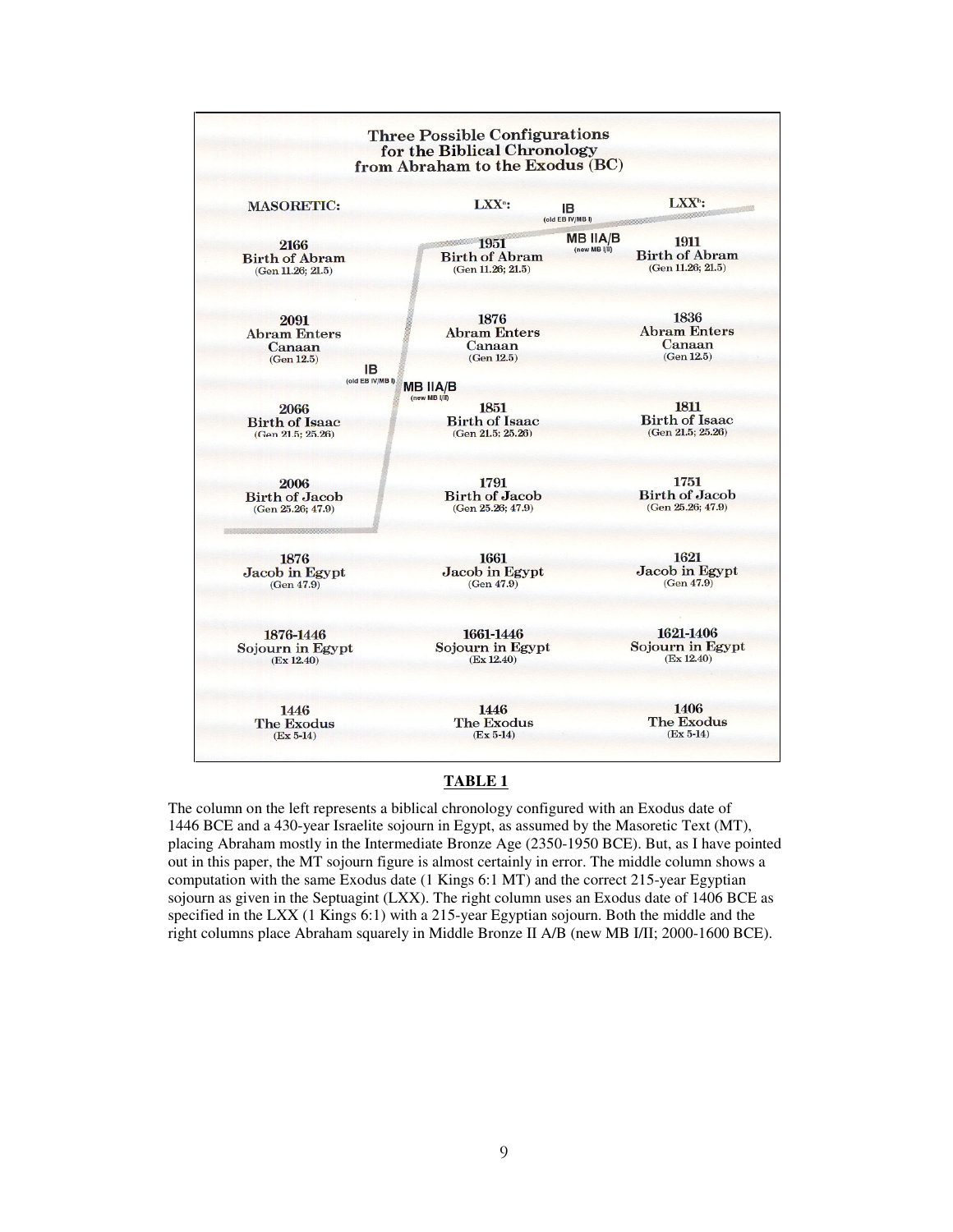## Three Possible Configurations for the Biblical Chronology from Abraham to the Exodus (BC)

| MASORETIC: | LXX[a]: | LXX[b]: |
|---|---|---|
| **2166** Birth of Abram (Gen 11.26; 21.5) | **1951** Birth of Abram (Gen 11.26; 21.5) | **1911** Birth of Abram (Gen 11.26; 21.5) |
| **2091** Abram Enters Canaan (Gen 12.5) | **1876** Abram Enters Canaan (Gen 12.5) | **1836** Abram Enters Canaan (Gen 12.5) |
| **2066** Birth of Isaac (Gen 21.5; 25.26) | **1851** Birth of Isaac (Gen 21.5; 25.26) | **1811** Birth of Isaac (Gen 21.5; 25.26) |
| **2006** Birth of Jacob (Gen 25.26; 47.9) | **1791** Birth of Jacob (Gen 25.26; 47.9) | **1751** Birth of Jacob (Gen 25.26; 47.9) |
| **1876** Jacob in Egypt (Gen 47.9) | **1661** Jacob in Egypt (Gen 47.9) | **1621** Jacob in Egypt (Gen 47.9) |
| **1876-1446** Sojourn in Egypt (Ex 12.40) | **1661-1446** Sojourn in Egypt (Ex 12.40) | **1621-1406** Sojourn in Egypt (Ex 12.40) |
| **1446** The Exodus (Ex 5-14) | **1446** The Exodus (Ex 5-14) | **1406** The Exodus (Ex 5-14) |

IB (old EB IV/MB I)

MB IIA/B (new MB I/II)

IB (old EB IV/MB I)

MB IIA/B (new MB I/II)

**TABLE 1**

The column on the left represents a biblical chronology configured with an Exodus date of 1446 BCE and a 430-year Israelite sojourn in Egypt, as assumed by the Masoretic Text (MT), placing Abraham mostly in the Intermediate Bronze Age (2350-1950 BCE). But, as I have pointed out in this paper, the MT sojourn figure is almost certainly in error. The middle column shows a computation with the same Exodus date (1 Kings 6:1 MT) and the correct 215-year Egyptian sojourn as given in the Septuagint (LXX). The right column uses an Exodus date of 1406 BCE as specified in the LXX (1 Kings 6:1) with a 215-year Egyptian sojourn. Both the middle and the right columns place Abraham squarely in Middle Bronze II A/B (new MB I/II; 2000-1600 BCE).